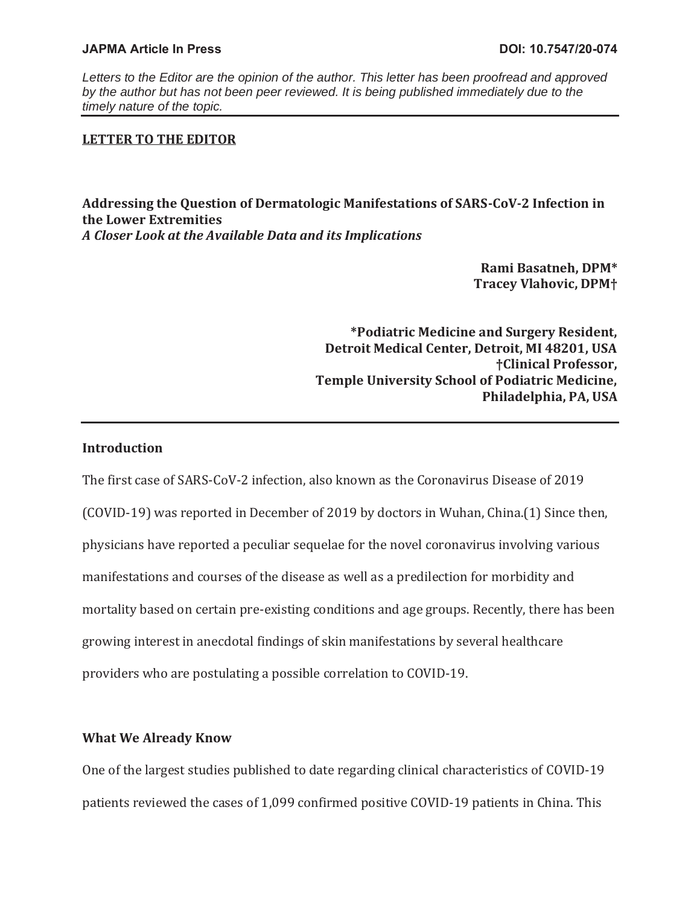*Letters to the Editor are the opinion of the author. This letter has been proofread and approved by the author but has not been peer reviewed. It is being published immediately due to the timely nature of the topic.*

**LETTER TO THE EDITOR**

# Addressing the Question of Dermatologic Manifestations of SARS-CoV-2 Infection in the Lower Extremities

***A Closer Look at the Available Data and its Implications***

**Rami Basatneh, DPM***
**Tracey Vlahovic, DPM†**

**\*Podiatric Medicine and Surgery Resident, Detroit Medical Center, Detroit, MI 48201, USA**
**†Clinical Professor, Temple University School of Podiatric Medicine, Philadelphia, PA, USA**

## Introduction

The first case of SARS-CoV-2 infection, also known as the Coronavirus Disease of 2019 (COVID-19) was reported in December of 2019 by doctors in Wuhan, China.(1) Since then, physicians have reported a peculiar sequelae for the novel coronavirus involving various manifestations and courses of the disease as well as a predilection for morbidity and mortality based on certain pre-existing conditions and age groups. Recently, there has been growing interest in anecdotal findings of skin manifestations by several healthcare providers who are postulating a possible correlation to COVID-19.

## What We Already Know

One of the largest studies published to date regarding clinical characteristics of COVID-19 patients reviewed the cases of 1,099 confirmed positive COVID-19 patients in China. This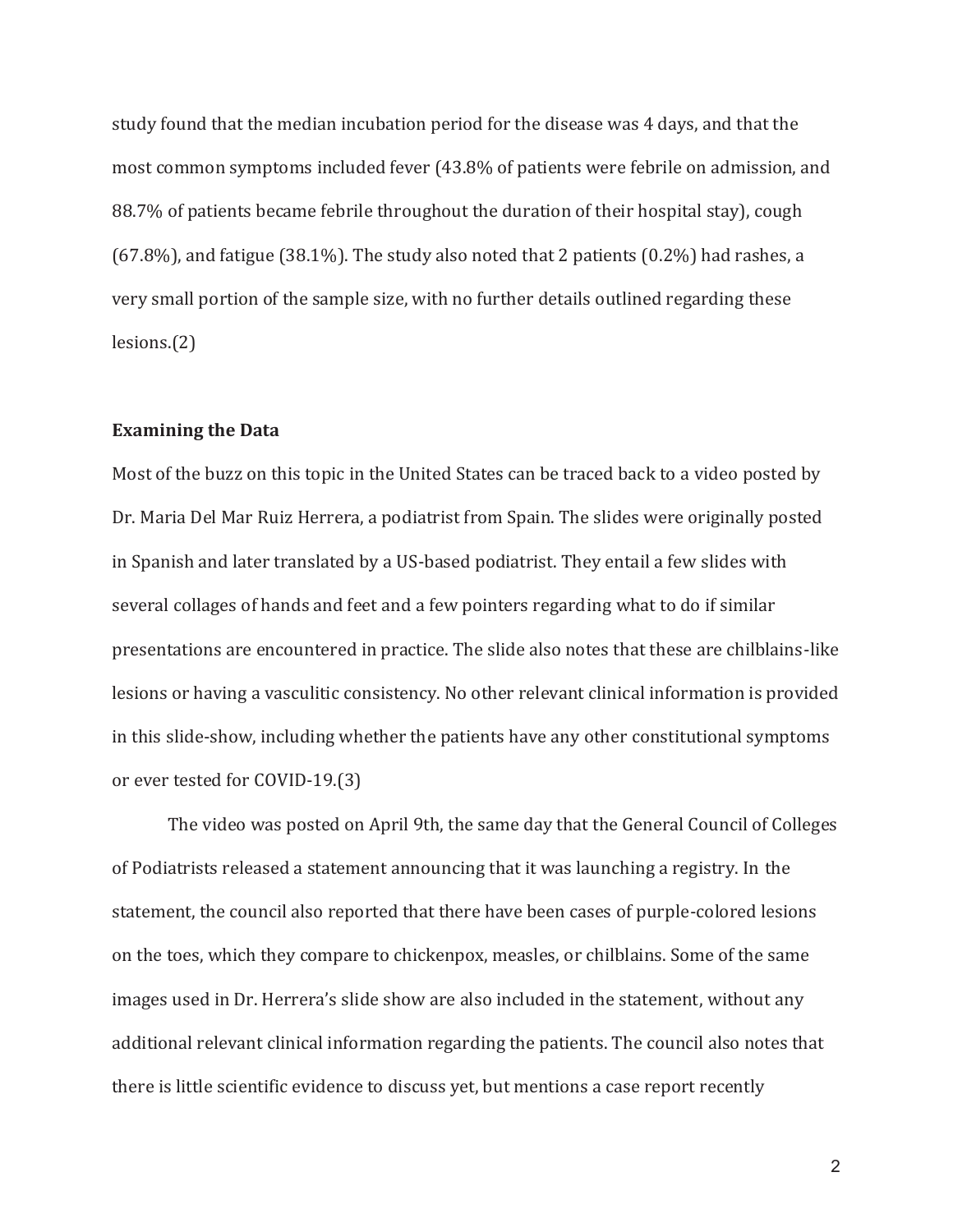study found that the median incubation period for the disease was 4 days, and that the most common symptoms included fever (43.8% of patients were febrile on admission, and 88.7% of patients became febrile throughout the duration of their hospital stay), cough (67.8%), and fatigue (38.1%). The study also noted that 2 patients (0.2%) had rashes, a very small portion of the sample size, with no further details outlined regarding these lesions.(2)

**Examining the Data**

Most of the buzz on this topic in the United States can be traced back to a video posted by Dr. Maria Del Mar Ruiz Herrera, a podiatrist from Spain. The slides were originally posted in Spanish and later translated by a US-based podiatrist. They entail a few slides with several collages of hands and feet and a few pointers regarding what to do if similar presentations are encountered in practice. The slide also notes that these are chilblains-like lesions or having a vasculitic consistency. No other relevant clinical information is provided in this slide-show, including whether the patients have any other constitutional symptoms or ever tested for COVID-19.(3)

The video was posted on April 9th, the same day that the General Council of Colleges of Podiatrists released a statement announcing that it was launching a registry. In the statement, the council also reported that there have been cases of purple-colored lesions on the toes, which they compare to chickenpox, measles, or chilblains. Some of the same images used in Dr. Herrera's slide show are also included in the statement, without any additional relevant clinical information regarding the patients. The council also notes that there is little scientific evidence to discuss yet, but mentions a case report recently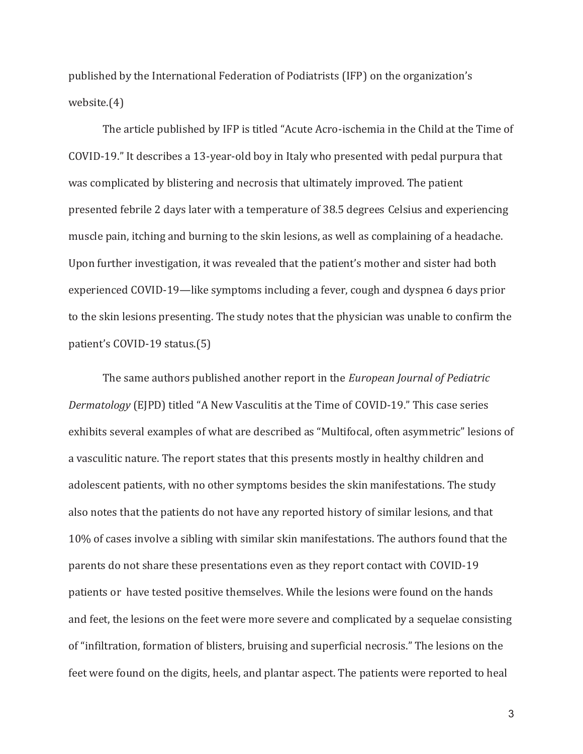published by the International Federation of Podiatrists (IFP) on the organization's website.(4)

The article published by IFP is titled "Acute Acro-ischemia in the Child at the Time of COVID-19." It describes a 13-year-old boy in Italy who presented with pedal purpura that was complicated by blistering and necrosis that ultimately improved. The patient presented febrile 2 days later with a temperature of 38.5 degrees Celsius and experiencing muscle pain, itching and burning to the skin lesions, as well as complaining of a headache. Upon further investigation, it was revealed that the patient's mother and sister had both experienced COVID-19—like symptoms including a fever, cough and dyspnea 6 days prior to the skin lesions presenting. The study notes that the physician was unable to confirm the patient's COVID-19 status.(5)

The same authors published another report in the *European Journal of Pediatric Dermatology* (EJPD) titled "A New Vasculitis at the Time of COVID-19." This case series exhibits several examples of what are described as "Multifocal, often asymmetric" lesions of a vasculitic nature. The report states that this presents mostly in healthy children and adolescent patients, with no other symptoms besides the skin manifestations. The study also notes that the patients do not have any reported history of similar lesions, and that 10% of cases involve a sibling with similar skin manifestations. The authors found that the parents do not share these presentations even as they report contact with COVID-19 patients or have tested positive themselves. While the lesions were found on the hands and feet, the lesions on the feet were more severe and complicated by a sequelae consisting of "infiltration, formation of blisters, bruising and superficial necrosis." The lesions on the feet were found on the digits, heels, and plantar aspect. The patients were reported to heal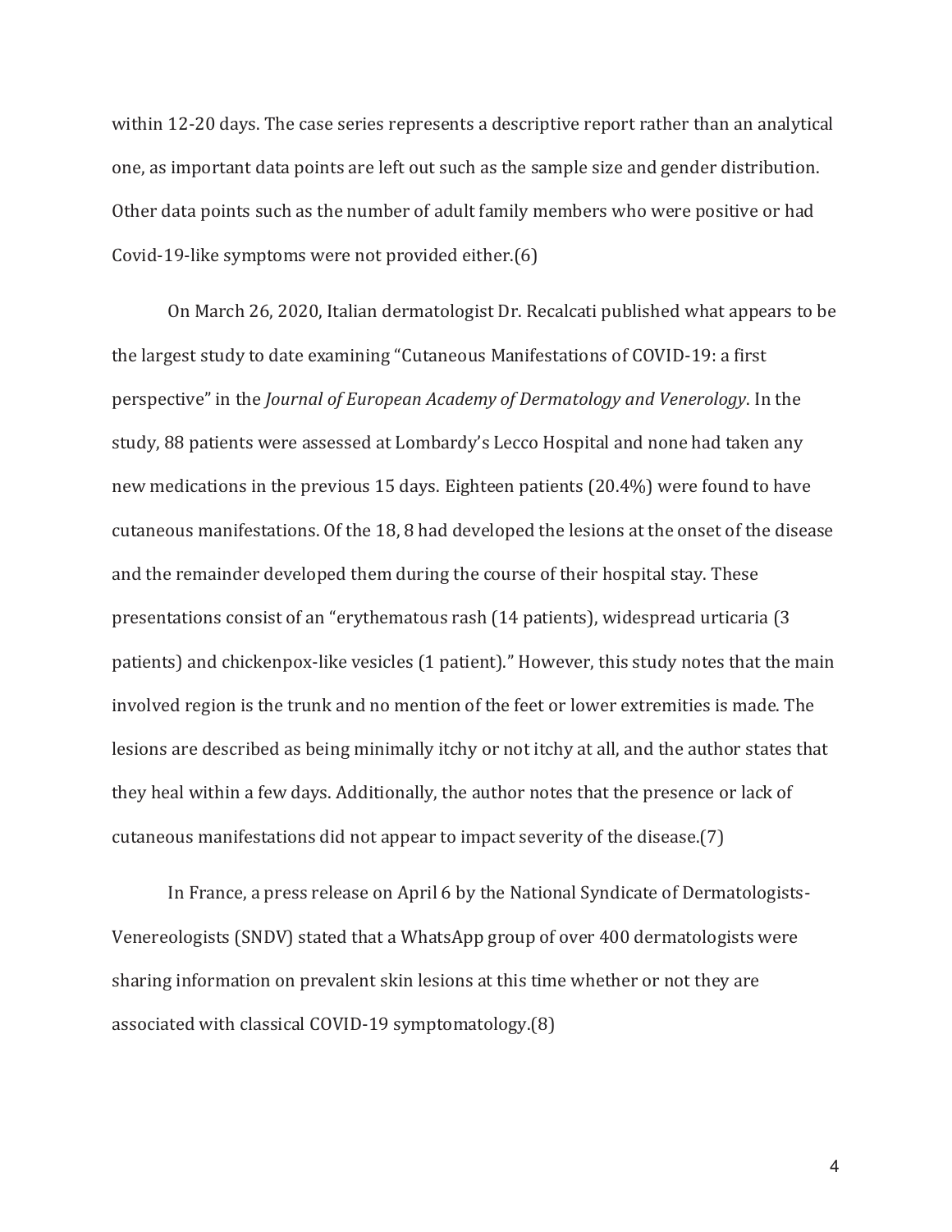within 12-20 days. The case series represents a descriptive report rather than an analytical one, as important data points are left out such as the sample size and gender distribution. Other data points such as the number of adult family members who were positive or had Covid-19-like symptoms were not provided either.(6)

On March 26, 2020, Italian dermatologist Dr. Recalcati published what appears to be the largest study to date examining "Cutaneous Manifestations of COVID-19: a first perspective" in the *Journal of European Academy of Dermatology and Venerology*. In the study, 88 patients were assessed at Lombardy's Lecco Hospital and none had taken any new medications in the previous 15 days. Eighteen patients (20.4%) were found to have cutaneous manifestations. Of the 18, 8 had developed the lesions at the onset of the disease and the remainder developed them during the course of their hospital stay. These presentations consist of an "erythematous rash (14 patients), widespread urticaria (3 patients) and chickenpox-like vesicles (1 patient)." However, this study notes that the main involved region is the trunk and no mention of the feet or lower extremities is made. The lesions are described as being minimally itchy or not itchy at all, and the author states that they heal within a few days. Additionally, the author notes that the presence or lack of cutaneous manifestations did not appear to impact severity of the disease.(7)

In France, a press release on April 6 by the National Syndicate of Dermatologists-Venereologists (SNDV) stated that a WhatsApp group of over 400 dermatologists were sharing information on prevalent skin lesions at this time whether or not they are associated with classical COVID-19 symptomatology.(8)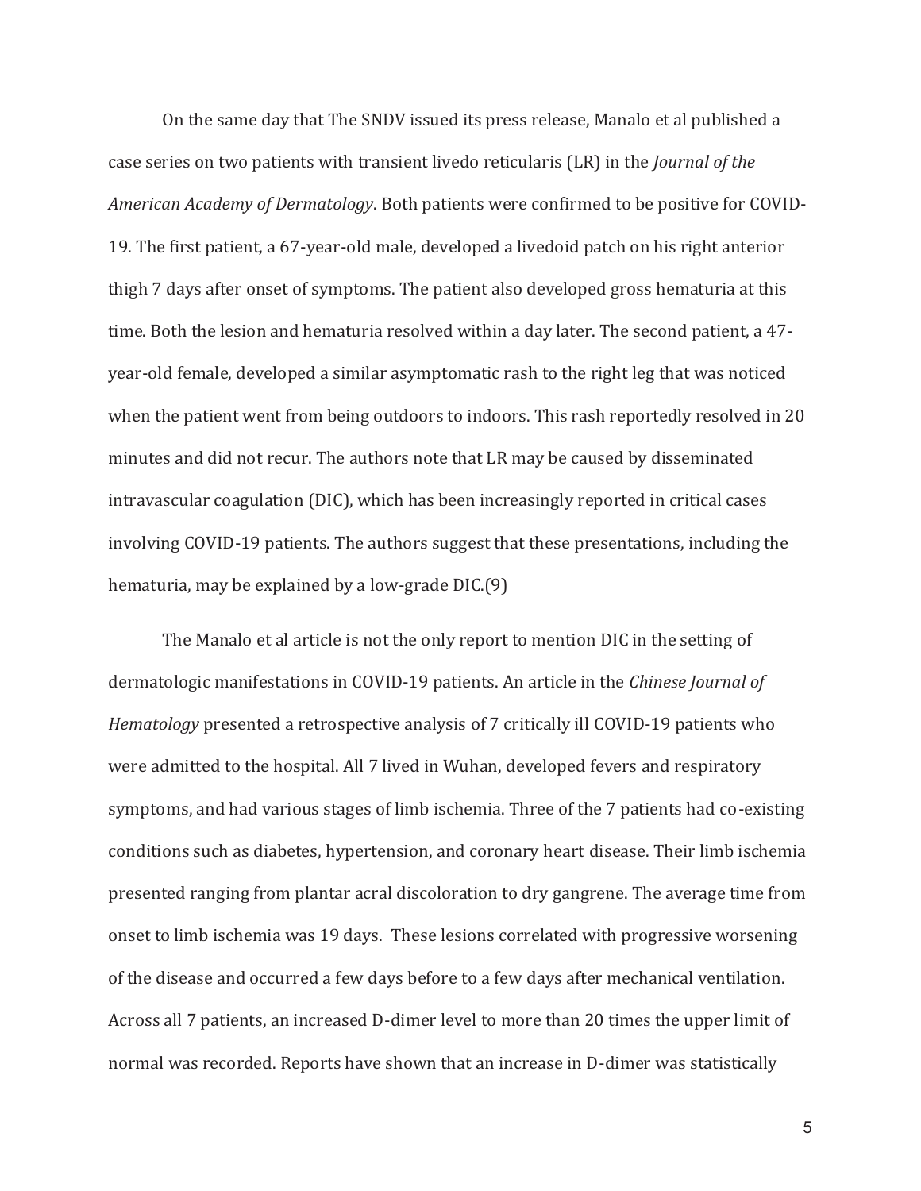On the same day that The SNDV issued its press release, Manalo et al published a case series on two patients with transient livedo reticularis (LR) in the *Journal of the American Academy of Dermatology*. Both patients were confirmed to be positive for COVID-19. The first patient, a 67-year-old male, developed a livedoid patch on his right anterior thigh 7 days after onset of symptoms. The patient also developed gross hematuria at this time. Both the lesion and hematuria resolved within a day later. The second patient, a 47-year-old female, developed a similar asymptomatic rash to the right leg that was noticed when the patient went from being outdoors to indoors. This rash reportedly resolved in 20 minutes and did not recur. The authors note that LR may be caused by disseminated intravascular coagulation (DIC), which has been increasingly reported in critical cases involving COVID-19 patients. The authors suggest that these presentations, including the hematuria, may be explained by a low-grade DIC.(9)

The Manalo et al article is not the only report to mention DIC in the setting of dermatologic manifestations in COVID-19 patients. An article in the *Chinese Journal of Hematology* presented a retrospective analysis of 7 critically ill COVID-19 patients who were admitted to the hospital. All 7 lived in Wuhan, developed fevers and respiratory symptoms, and had various stages of limb ischemia. Three of the 7 patients had co-existing conditions such as diabetes, hypertension, and coronary heart disease. Their limb ischemia presented ranging from plantar acral discoloration to dry gangrene. The average time from onset to limb ischemia was 19 days. These lesions correlated with progressive worsening of the disease and occurred a few days before to a few days after mechanical ventilation. Across all 7 patients, an increased D-dimer level to more than 20 times the upper limit of normal was recorded. Reports have shown that an increase in D-dimer was statistically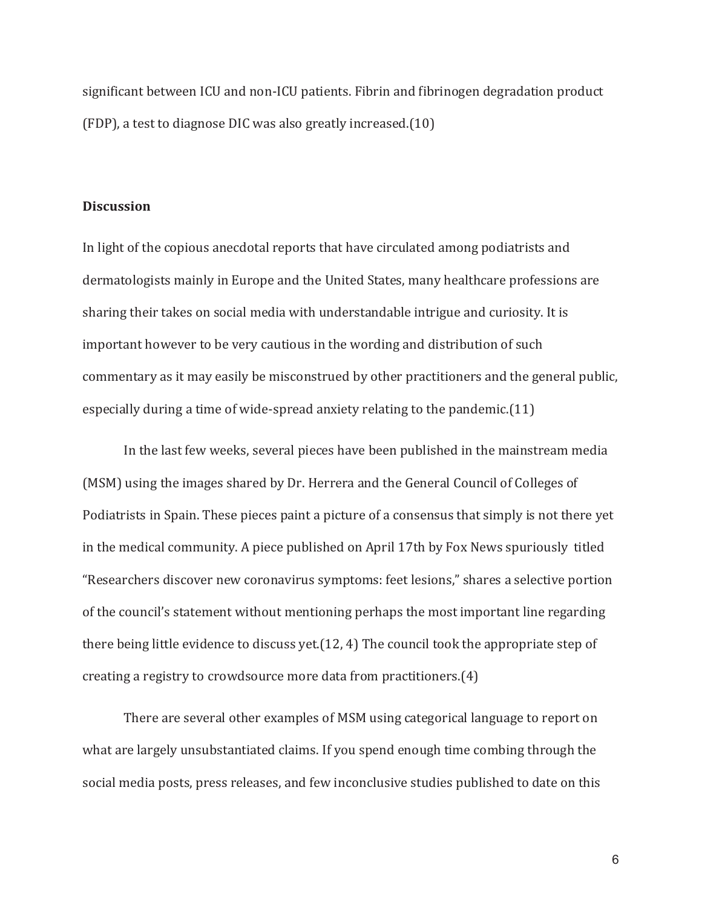significant between ICU and non-ICU patients. Fibrin and fibrinogen degradation product (FDP), a test to diagnose DIC was also greatly increased.(10)

## Discussion

In light of the copious anecdotal reports that have circulated among podiatrists and dermatologists mainly in Europe and the United States, many healthcare professions are sharing their takes on social media with understandable intrigue and curiosity. It is important however to be very cautious in the wording and distribution of such commentary as it may easily be misconstrued by other practitioners and the general public, especially during a time of wide-spread anxiety relating to the pandemic.(11)

In the last few weeks, several pieces have been published in the mainstream media (MSM) using the images shared by Dr. Herrera and the General Council of Colleges of Podiatrists in Spain. These pieces paint a picture of a consensus that simply is not there yet in the medical community. A piece published on April 17th by Fox News spuriously titled "Researchers discover new coronavirus symptoms: feet lesions," shares a selective portion of the council's statement without mentioning perhaps the most important line regarding there being little evidence to discuss yet.(12, 4) The council took the appropriate step of creating a registry to crowdsource more data from practitioners.(4)

There are several other examples of MSM using categorical language to report on what are largely unsubstantiated claims. If you spend enough time combing through the social media posts, press releases, and few inconclusive studies published to date on this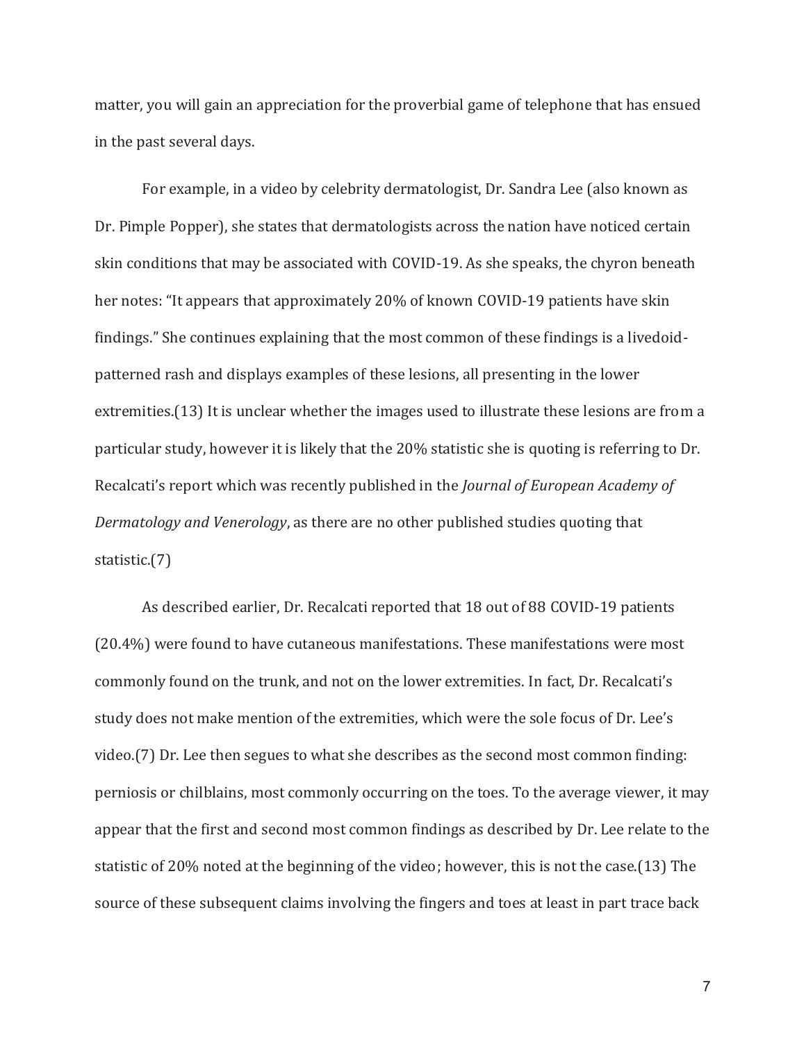matter, you will gain an appreciation for the proverbial game of telephone that has ensued in the past several days.

For example, in a video by celebrity dermatologist, Dr. Sandra Lee (also known as Dr. Pimple Popper), she states that dermatologists across the nation have noticed certain skin conditions that may be associated with COVID-19. As she speaks, the chyron beneath her notes: "It appears that approximately 20% of known COVID-19 patients have skin findings." She continues explaining that the most common of these findings is a livedoid-patterned rash and displays examples of these lesions, all presenting in the lower extremities.(13) It is unclear whether the images used to illustrate these lesions are from a particular study, however it is likely that the 20% statistic she is quoting is referring to Dr. Recalcati's report which was recently published in the *Journal of European Academy of Dermatology and Venerology*, as there are no other published studies quoting that statistic.(7)

As described earlier, Dr. Recalcati reported that 18 out of 88 COVID-19 patients (20.4%) were found to have cutaneous manifestations. These manifestations were most commonly found on the trunk, and not on the lower extremities. In fact, Dr. Recalcati's study does not make mention of the extremities, which were the sole focus of Dr. Lee's video.(7) Dr. Lee then segues to what she describes as the second most common finding: perniosis or chilblains, most commonly occurring on the toes. To the average viewer, it may appear that the first and second most common findings as described by Dr. Lee relate to the statistic of 20% noted at the beginning of the video; however, this is not the case.(13) The source of these subsequent claims involving the fingers and toes at least in part trace back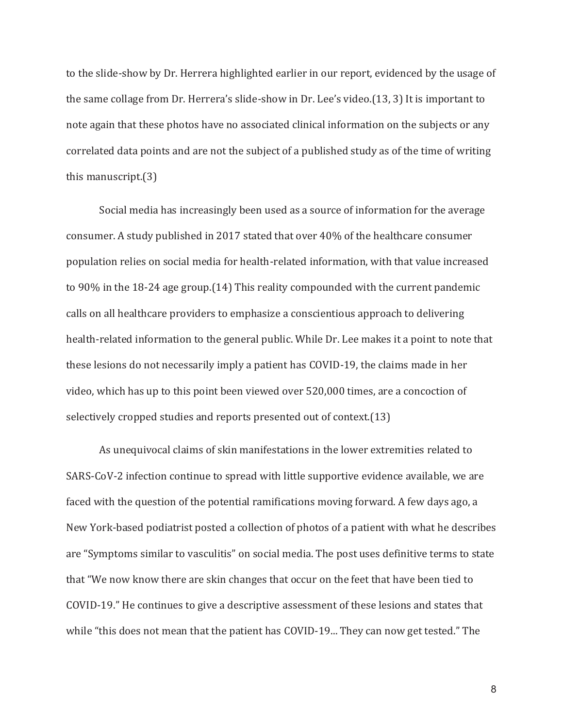to the slide-show by Dr. Herrera highlighted earlier in our report, evidenced by the usage of the same collage from Dr. Herrera's slide-show in Dr. Lee's video.(13, 3) It is important to note again that these photos have no associated clinical information on the subjects or any correlated data points and are not the subject of a published study as of the time of writing this manuscript.(3)

Social media has increasingly been used as a source of information for the average consumer. A study published in 2017 stated that over 40% of the healthcare consumer population relies on social media for health-related information, with that value increased to 90% in the 18-24 age group.(14) This reality compounded with the current pandemic calls on all healthcare providers to emphasize a conscientious approach to delivering health-related information to the general public. While Dr. Lee makes it a point to note that these lesions do not necessarily imply a patient has COVID-19, the claims made in her video, which has up to this point been viewed over 520,000 times, are a concoction of selectively cropped studies and reports presented out of context.(13)

As unequivocal claims of skin manifestations in the lower extremities related to SARS-CoV-2 infection continue to spread with little supportive evidence available, we are faced with the question of the potential ramifications moving forward. A few days ago, a New York-based podiatrist posted a collection of photos of a patient with what he describes are "Symptoms similar to vasculitis" on social media. The post uses definitive terms to state that "We now know there are skin changes that occur on the feet that have been tied to COVID-19." He continues to give a descriptive assessment of these lesions and states that while "this does not mean that the patient has COVID-19... They can now get tested." The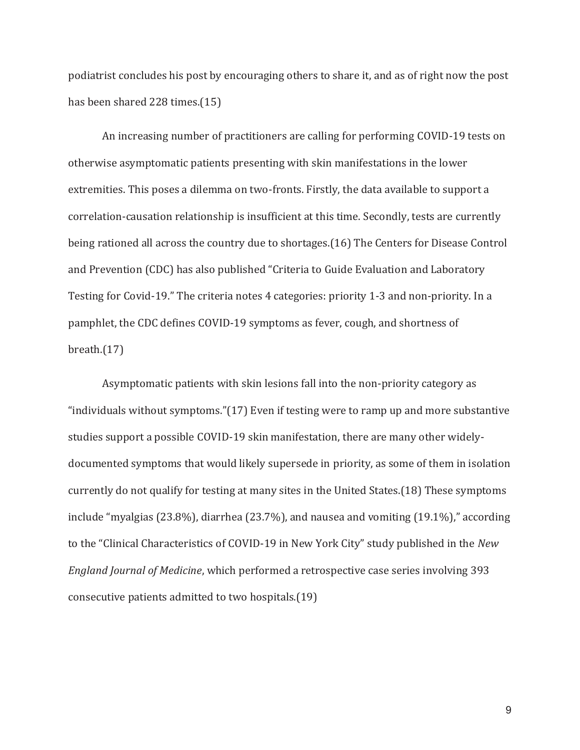podiatrist concludes his post by encouraging others to share it, and as of right now the post has been shared 228 times.(15)

An increasing number of practitioners are calling for performing COVID-19 tests on otherwise asymptomatic patients presenting with skin manifestations in the lower extremities. This poses a dilemma on two-fronts. Firstly, the data available to support a correlation-causation relationship is insufficient at this time. Secondly, tests are currently being rationed all across the country due to shortages.(16) The Centers for Disease Control and Prevention (CDC) has also published "Criteria to Guide Evaluation and Laboratory Testing for Covid-19." The criteria notes 4 categories: priority 1-3 and non-priority. In a pamphlet, the CDC defines COVID-19 symptoms as fever, cough, and shortness of breath.(17)

Asymptomatic patients with skin lesions fall into the non-priority category as "individuals without symptoms."(17) Even if testing were to ramp up and more substantive studies support a possible COVID-19 skin manifestation, there are many other widely-documented symptoms that would likely supersede in priority, as some of them in isolation currently do not qualify for testing at many sites in the United States.(18) These symptoms include "myalgias (23.8%), diarrhea (23.7%), and nausea and vomiting (19.1%)," according to the "Clinical Characteristics of COVID-19 in New York City" study published in the *New England Journal of Medicine*, which performed a retrospective case series involving 393 consecutive patients admitted to two hospitals.(19)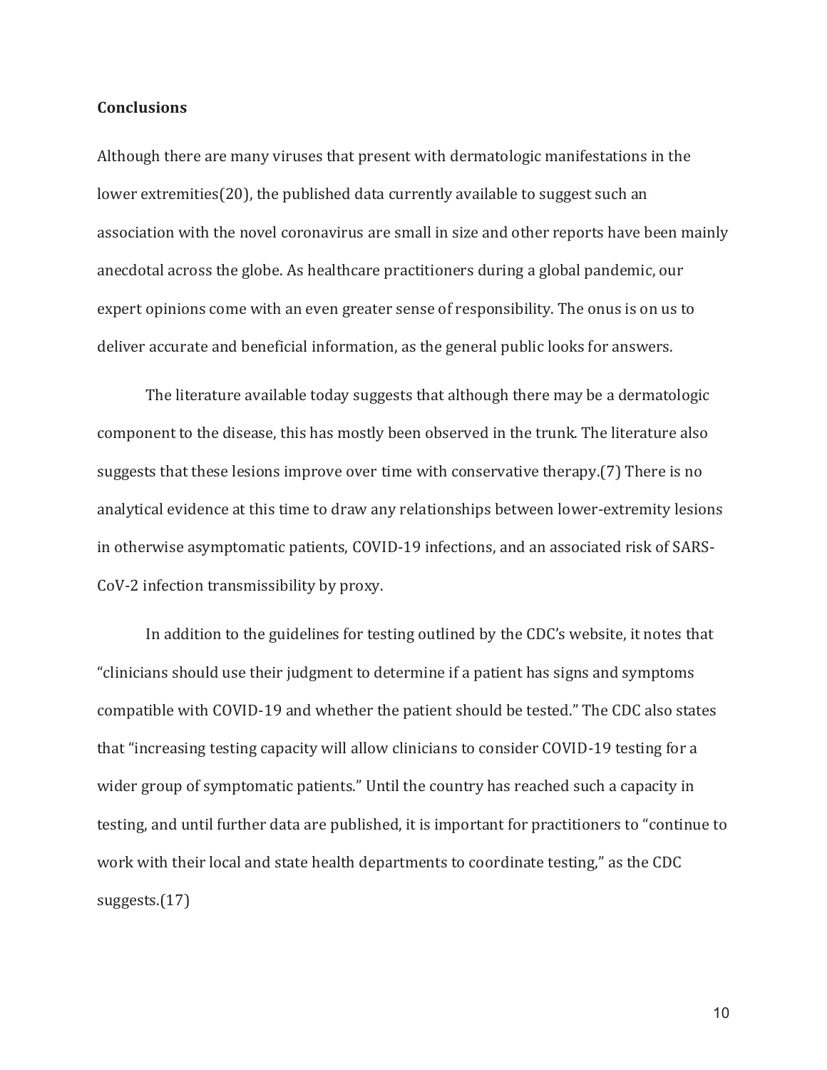## Conclusions

Although there are many viruses that present with dermatologic manifestations in the lower extremities(20), the published data currently available to suggest such an association with the novel coronavirus are small in size and other reports have been mainly anecdotal across the globe. As healthcare practitioners during a global pandemic, our expert opinions come with an even greater sense of responsibility. The onus is on us to deliver accurate and beneficial information, as the general public looks for answers.

The literature available today suggests that although there may be a dermatologic component to the disease, this has mostly been observed in the trunk. The literature also suggests that these lesions improve over time with conservative therapy.(7) There is no analytical evidence at this time to draw any relationships between lower-extremity lesions in otherwise asymptomatic patients, COVID-19 infections, and an associated risk of SARS-CoV-2 infection transmissibility by proxy.

In addition to the guidelines for testing outlined by the CDC's website, it notes that "clinicians should use their judgment to determine if a patient has signs and symptoms compatible with COVID-19 and whether the patient should be tested." The CDC also states that "increasing testing capacity will allow clinicians to consider COVID-19 testing for a wider group of symptomatic patients." Until the country has reached such a capacity in testing, and until further data are published, it is important for practitioners to "continue to work with their local and state health departments to coordinate testing," as the CDC suggests.(17)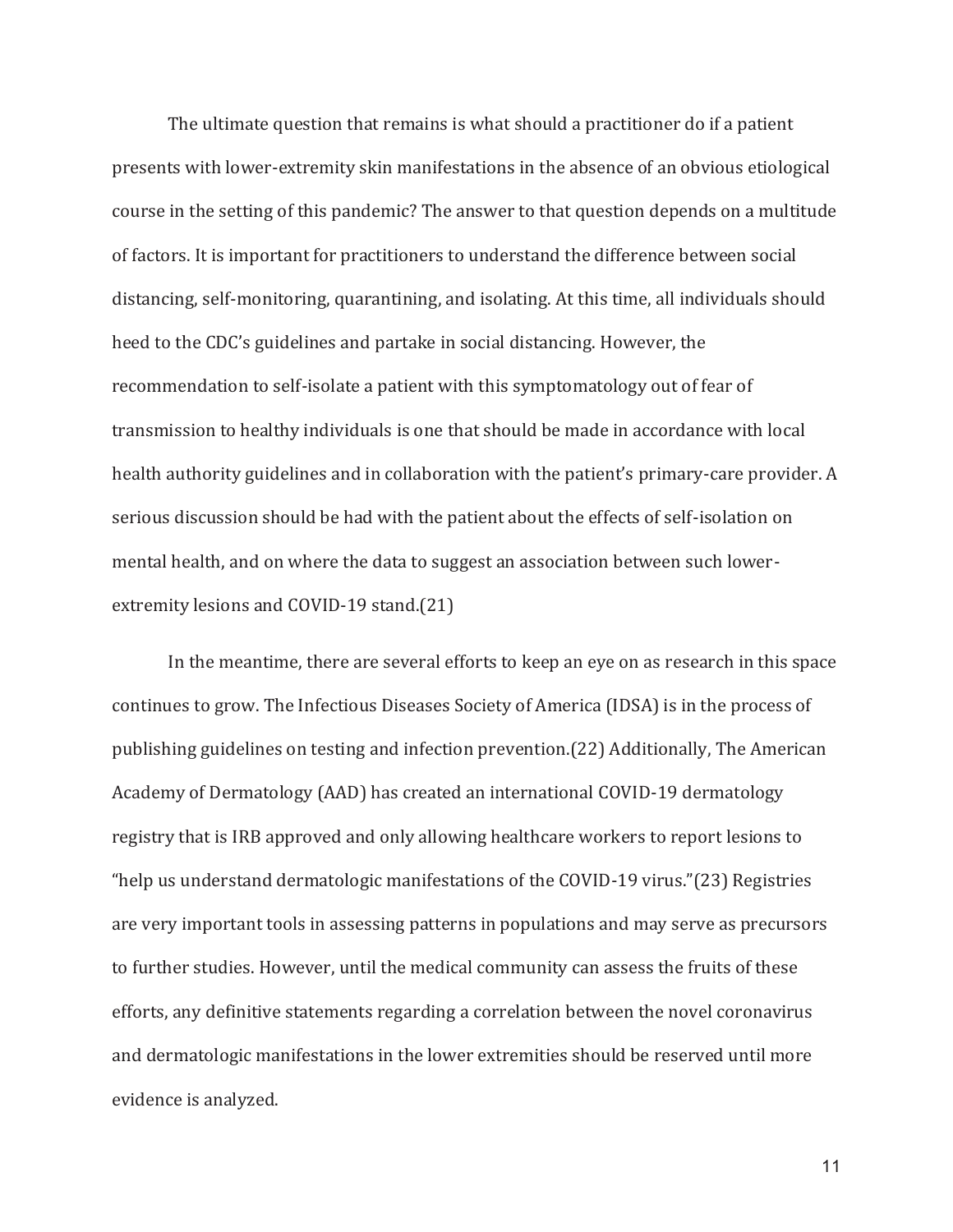The ultimate question that remains is what should a practitioner do if a patient presents with lower-extremity skin manifestations in the absence of an obvious etiological course in the setting of this pandemic? The answer to that question depends on a multitude of factors. It is important for practitioners to understand the difference between social distancing, self-monitoring, quarantining, and isolating. At this time, all individuals should heed to the CDC's guidelines and partake in social distancing. However, the recommendation to self-isolate a patient with this symptomatology out of fear of transmission to healthy individuals is one that should be made in accordance with local health authority guidelines and in collaboration with the patient's primary-care provider. A serious discussion should be had with the patient about the effects of self-isolation on mental health, and on where the data to suggest an association between such lower-extremity lesions and COVID-19 stand.(21)

In the meantime, there are several efforts to keep an eye on as research in this space continues to grow. The Infectious Diseases Society of America (IDSA) is in the process of publishing guidelines on testing and infection prevention.(22) Additionally, The American Academy of Dermatology (AAD) has created an international COVID-19 dermatology registry that is IRB approved and only allowing healthcare workers to report lesions to "help us understand dermatologic manifestations of the COVID-19 virus."(23) Registries are very important tools in assessing patterns in populations and may serve as precursors to further studies. However, until the medical community can assess the fruits of these efforts, any definitive statements regarding a correlation between the novel coronavirus and dermatologic manifestations in the lower extremities should be reserved until more evidence is analyzed.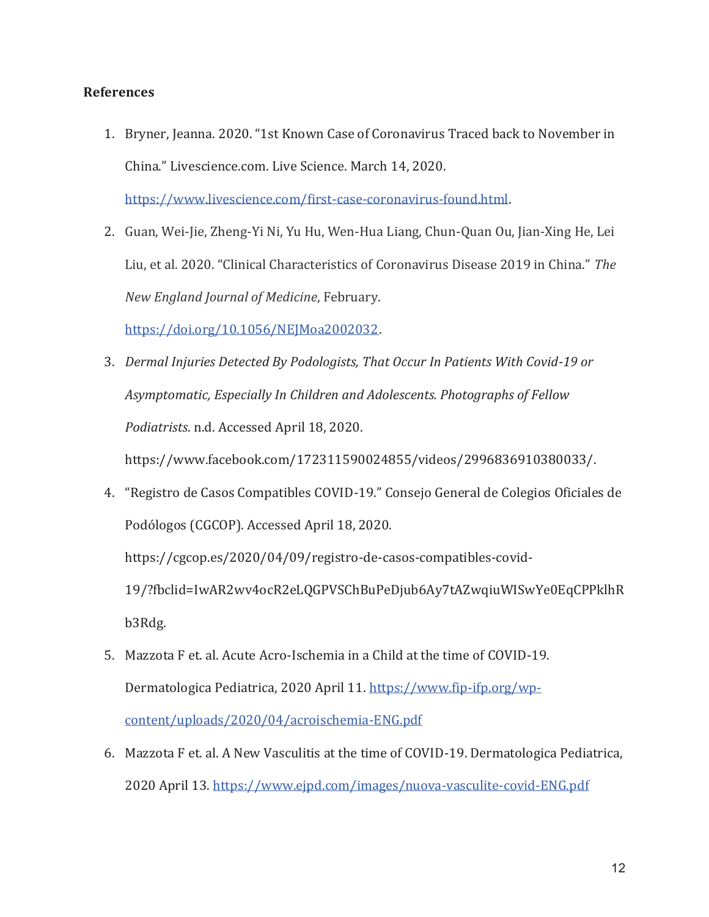**References**

1. Bryner, Jeanna. 2020. "1st Known Case of Coronavirus Traced back to November in China." Livescience.com. Live Science. March 14, 2020. https://www.livescience.com/first-case-coronavirus-found.html.
2. Guan, Wei-Jie, Zheng-Yi Ni, Yu Hu, Wen-Hua Liang, Chun-Quan Ou, Jian-Xing He, Lei Liu, et al. 2020. "Clinical Characteristics of Coronavirus Disease 2019 in China." *The New England Journal of Medicine*, February. https://doi.org/10.1056/NEJMoa2002032.
3. *Dermal Injuries Detected By Podologists, That Occur In Patients With Covid-19 or Asymptomatic, Especially In Children and Adolescents. Photographs of Fellow Podiatrists*. n.d. Accessed April 18, 2020. https://www.facebook.com/172311590024855/videos/2996836910380033/.
4. "Registro de Casos Compatibles COVID-19." Consejo General de Colegios Oficiales de Podólogos (CGCOP). Accessed April 18, 2020. https://cgcop.es/2020/04/09/registro-de-casos-compatibles-covid-19/?fbclid=IwAR2wv4ocR2eLQGPVSChBuPeDjub6Ay7tAZwqiuWISwYe0EqCPPklhRb3Rdg.
5. Mazzota F et. al. Acute Acro-Ischemia in a Child at the time of COVID-19. Dermatologica Pediatrica, 2020 April 11. https://www.fip-ifp.org/wp-content/uploads/2020/04/acroischemia-ENG.pdf
6. Mazzota F et. al. A New Vasculitis at the time of COVID-19. Dermatologica Pediatrica, 2020 April 13. https://www.ejpd.com/images/nuova-vasculite-covid-ENG.pdf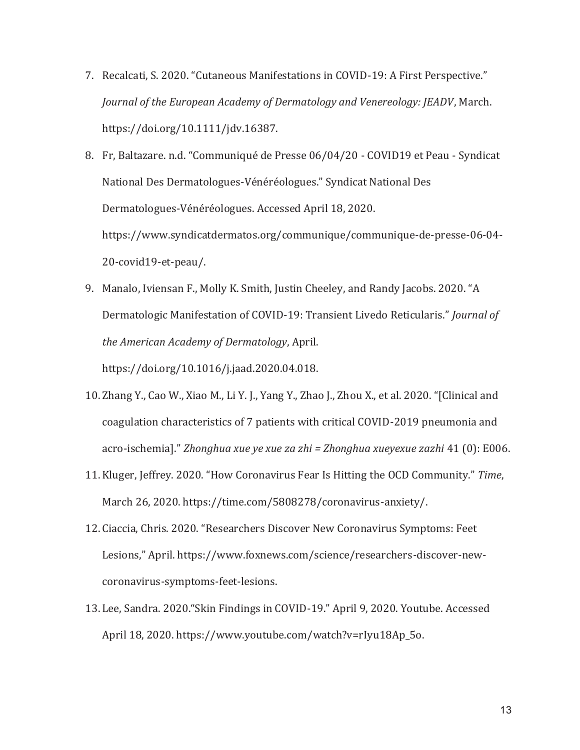7. Recalcati, S. 2020. “Cutaneous Manifestations in COVID-19: A First Perspective.” *Journal of the European Academy of Dermatology and Venereology: JEADV*, March. https://doi.org/10.1111/jdv.16387.
8. Fr, Baltazare. n.d. “Communiqué de Presse 06/04/20 - COVID19 et Peau - Syndicat National Des Dermatologues-Vénéréologues.” Syndicat National Des Dermatologues-Vénéréologues. Accessed April 18, 2020. https://www.syndicatdermatos.org/communique/communique-de-presse-06-04-20-covid19-et-peau/.
9. Manalo, Iviensan F., Molly K. Smith, Justin Cheeley, and Randy Jacobs. 2020. “A Dermatologic Manifestation of COVID-19: Transient Livedo Reticularis.” *Journal of the American Academy of Dermatology*, April. https://doi.org/10.1016/j.jaad.2020.04.018.
10. Zhang Y., Cao W., Xiao M., Li Y. J., Yang Y., Zhao J., Zhou X., et al. 2020. “[Clinical and coagulation characteristics of 7 patients with critical COVID-2019 pneumonia and acro-ischemia].” *Zhonghua xue ye xue za zhi = Zhonghua xueyexue zazhi* 41 (0): E006.
11. Kluger, Jeffrey. 2020. “How Coronavirus Fear Is Hitting the OCD Community.” *Time*, March 26, 2020. https://time.com/5808278/coronavirus-anxiety/.
12. Ciaccia, Chris. 2020. “Researchers Discover New Coronavirus Symptoms: Feet Lesions,” April. https://www.foxnews.com/science/researchers-discover-new-coronavirus-symptoms-feet-lesions.
13. Lee, Sandra. 2020.“Skin Findings in COVID-19.” April 9, 2020. Youtube. Accessed April 18, 2020. https://www.youtube.com/watch?v=rIyu18Ap_5o.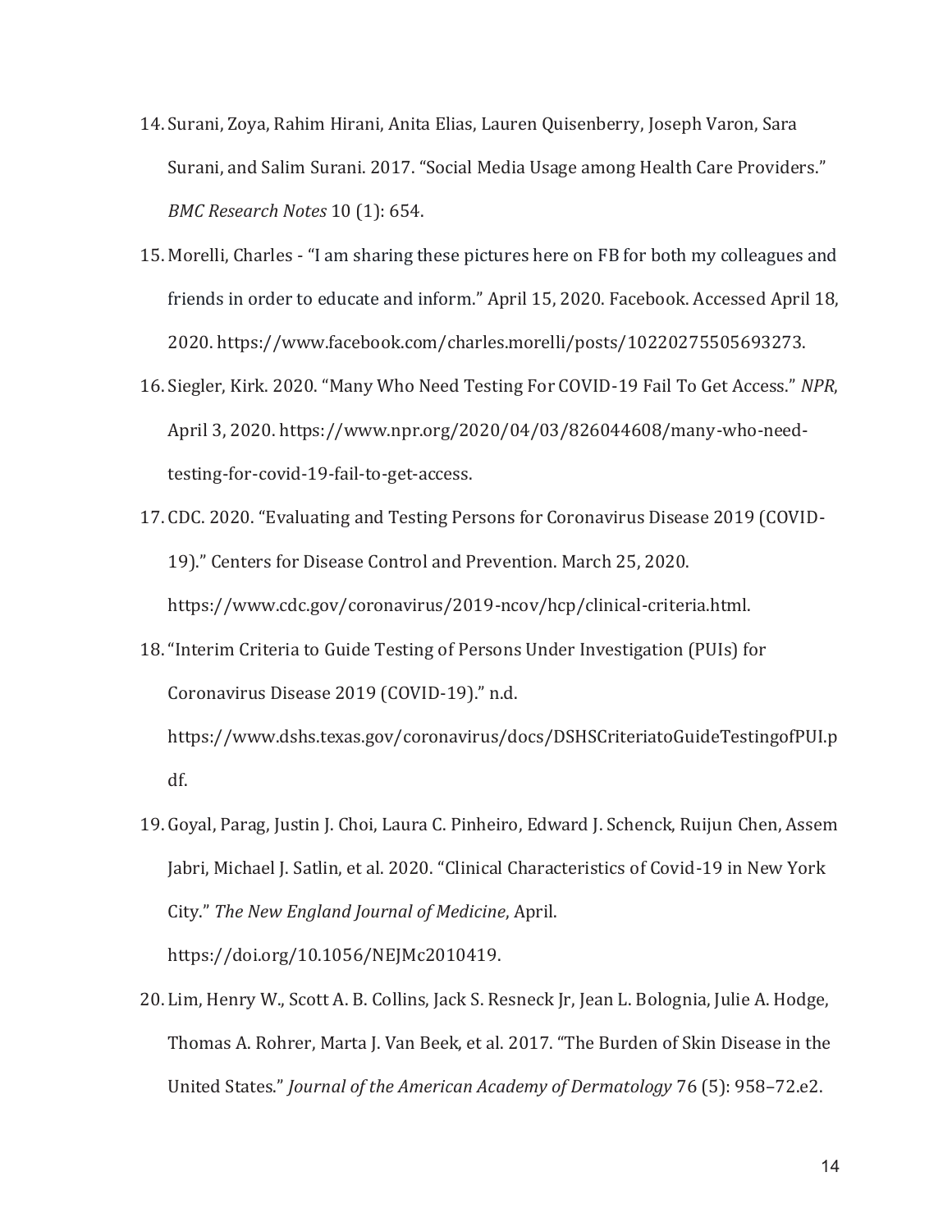14. Surani, Zoya, Rahim Hirani, Anita Elias, Lauren Quisenberry, Joseph Varon, Sara Surani, and Salim Surani. 2017. "Social Media Usage among Health Care Providers." *BMC Research Notes* 10 (1): 654.
15. Morelli, Charles - "I am sharing these pictures here on FB for both my colleagues and friends in order to educate and inform." April 15, 2020. Facebook. Accessed April 18, 2020. https://www.facebook.com/charles.morelli/posts/10220275505693273.
16. Siegler, Kirk. 2020. "Many Who Need Testing For COVID-19 Fail To Get Access." *NPR*, April 3, 2020. https://www.npr.org/2020/04/03/826044608/many-who-need-testing-for-covid-19-fail-to-get-access.
17. CDC. 2020. "Evaluating and Testing Persons for Coronavirus Disease 2019 (COVID-19)." Centers for Disease Control and Prevention. March 25, 2020. https://www.cdc.gov/coronavirus/2019-ncov/hcp/clinical-criteria.html.
18. "Interim Criteria to Guide Testing of Persons Under Investigation (PUIs) for Coronavirus Disease 2019 (COVID-19)." n.d. https://www.dshs.texas.gov/coronavirus/docs/DSHSCriteriatoGuideTestingofPUI.pdf.
19. Goyal, Parag, Justin J. Choi, Laura C. Pinheiro, Edward J. Schenck, Ruijun Chen, Assem Jabri, Michael J. Satlin, et al. 2020. "Clinical Characteristics of Covid-19 in New York City." *The New England Journal of Medicine*, April. https://doi.org/10.1056/NEJMc2010419.
20. Lim, Henry W., Scott A. B. Collins, Jack S. Resneck Jr, Jean L. Bolognia, Julie A. Hodge, Thomas A. Rohrer, Marta J. Van Beek, et al. 2017. "The Burden of Skin Disease in the United States." *Journal of the American Academy of Dermatology* 76 (5): 958–72.e2.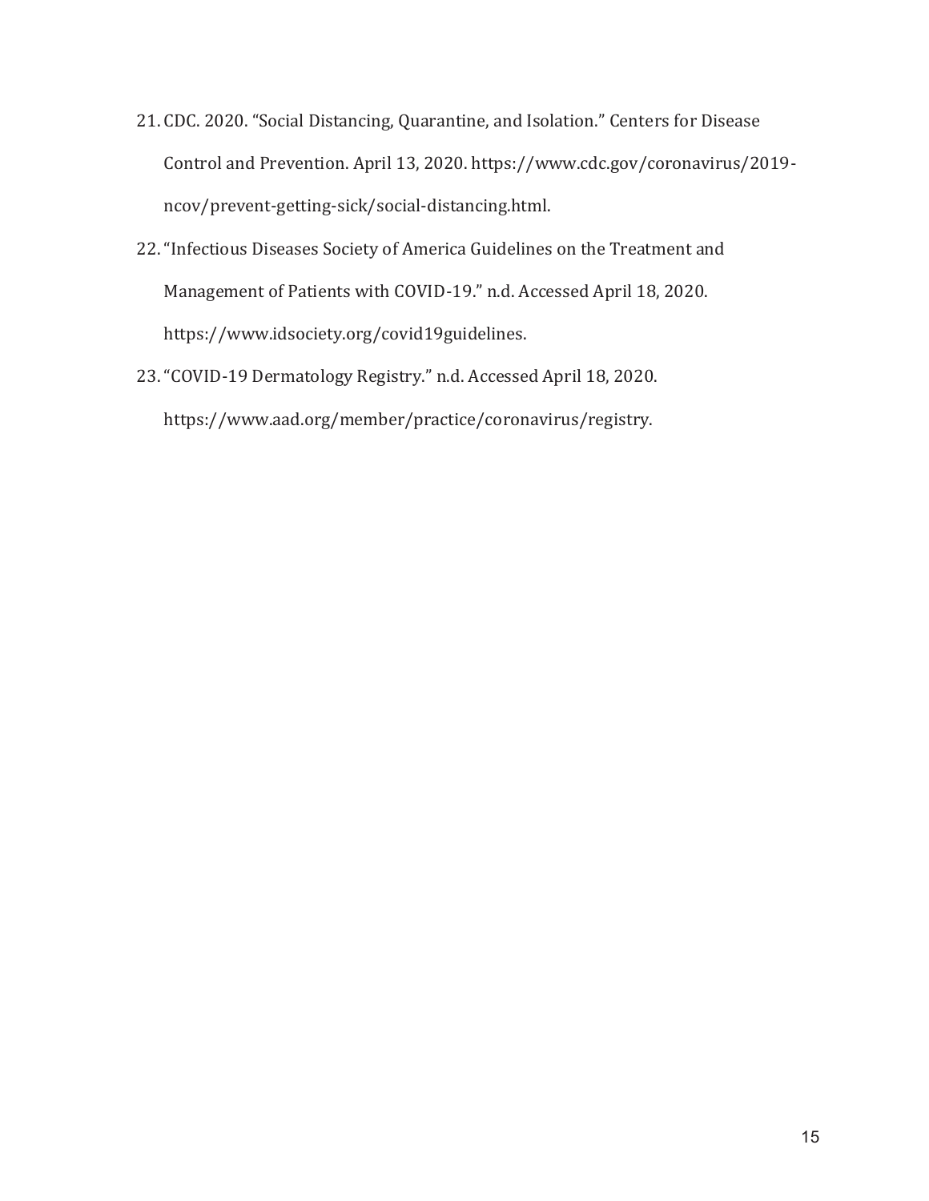21. CDC. 2020. "Social Distancing, Quarantine, and Isolation." Centers for Disease Control and Prevention. April 13, 2020. https://www.cdc.gov/coronavirus/2019-ncov/prevent-getting-sick/social-distancing.html.
22. "Infectious Diseases Society of America Guidelines on the Treatment and Management of Patients with COVID-19." n.d. Accessed April 18, 2020. https://www.idsociety.org/covid19guidelines.
23. "COVID-19 Dermatology Registry." n.d. Accessed April 18, 2020. https://www.aad.org/member/practice/coronavirus/registry.